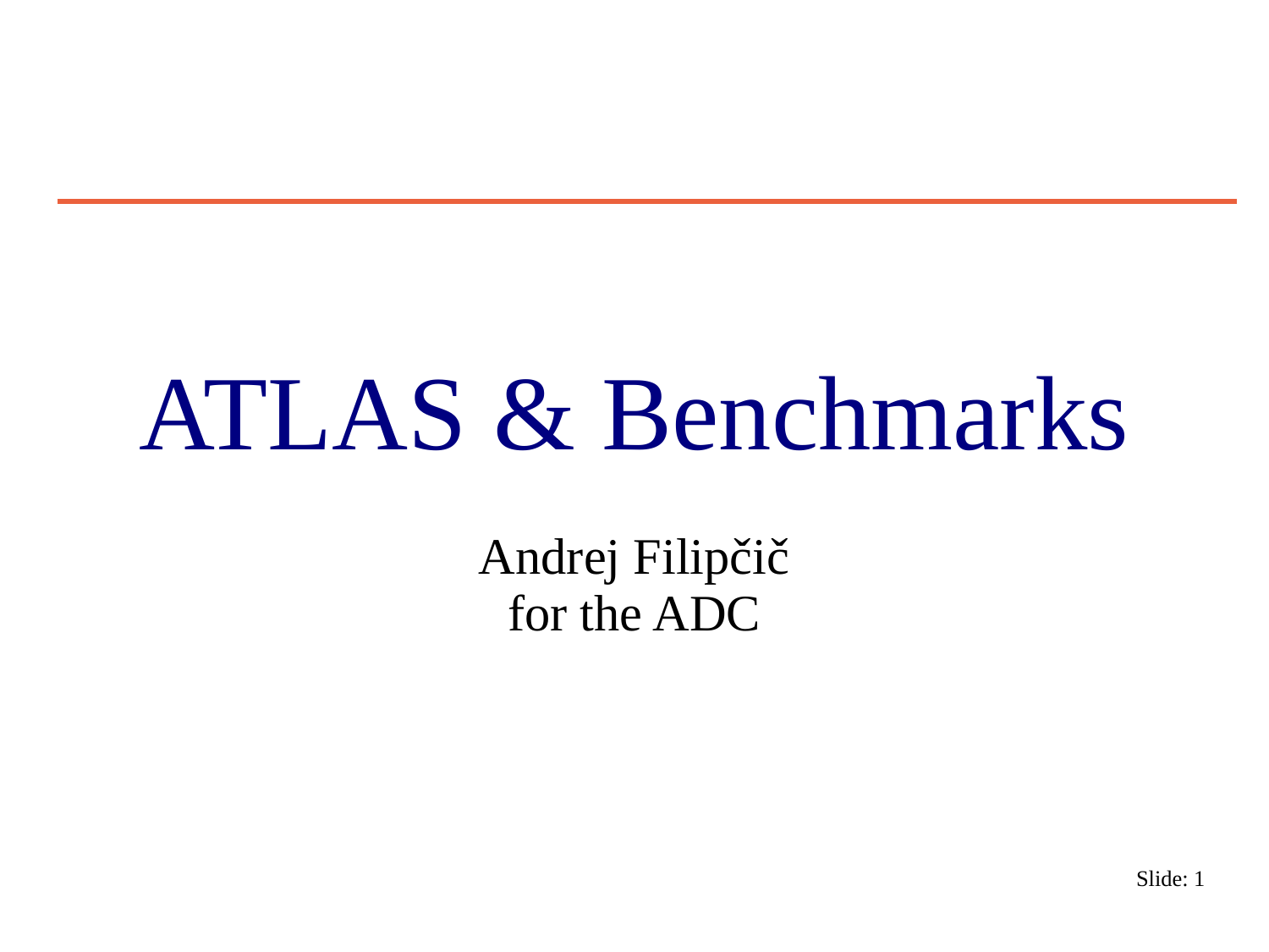# ATLAS & Benchmarks

Andrej Filipčič
for the ADC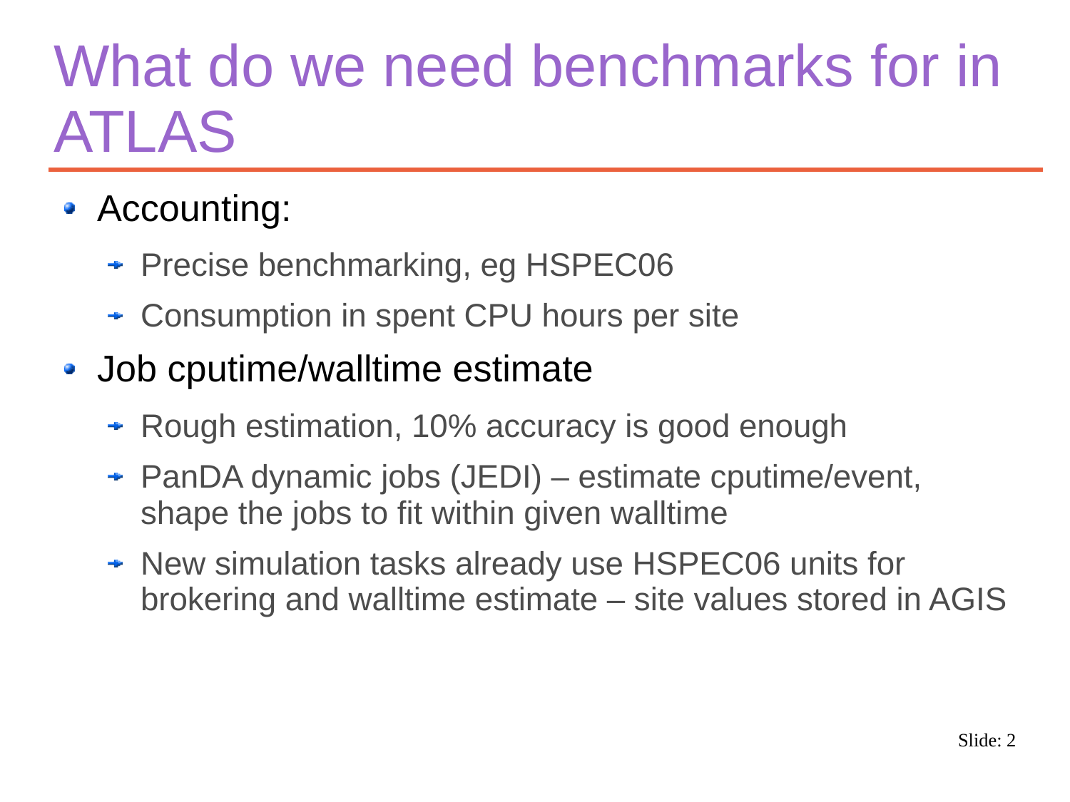# What do we need benchmarks for in ATLAS

- Accounting:
  - Precise benchmarking, eg HSPEC06
  - Consumption in spent CPU hours per site
- Job cputime/walltime estimate
  - Rough estimation, 10% accuracy is good enough
  - PanDA dynamic jobs (JEDI) – estimate cputime/event, shape the jobs to fit within given walltime
  - New simulation tasks already use HSPEC06 units for brokering and walltime estimate – site values stored in AGIS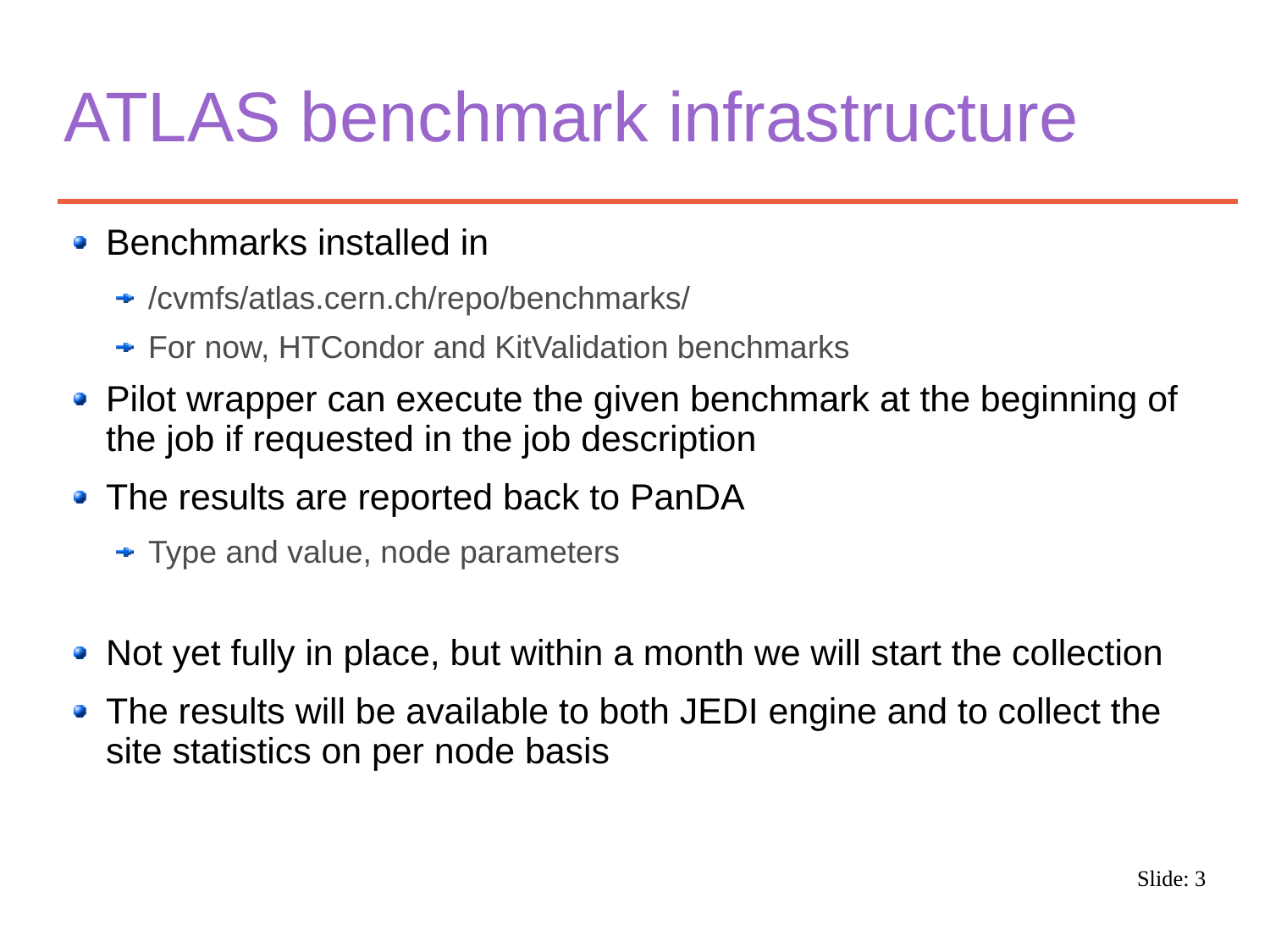# ATLAS benchmark infrastructure

- Benchmarks installed in
  - /cvmfs/atlas.cern.ch/repo/benchmarks/
  - For now, HTCondor and KitValidation benchmarks
- Pilot wrapper can execute the given benchmark at the beginning of the job if requested in the job description
- The results are reported back to PanDA
  - Type and value, node parameters
- Not yet fully in place, but within a month we will start the collection
- The results will be available to both JEDI engine and to collect the site statistics on per node basis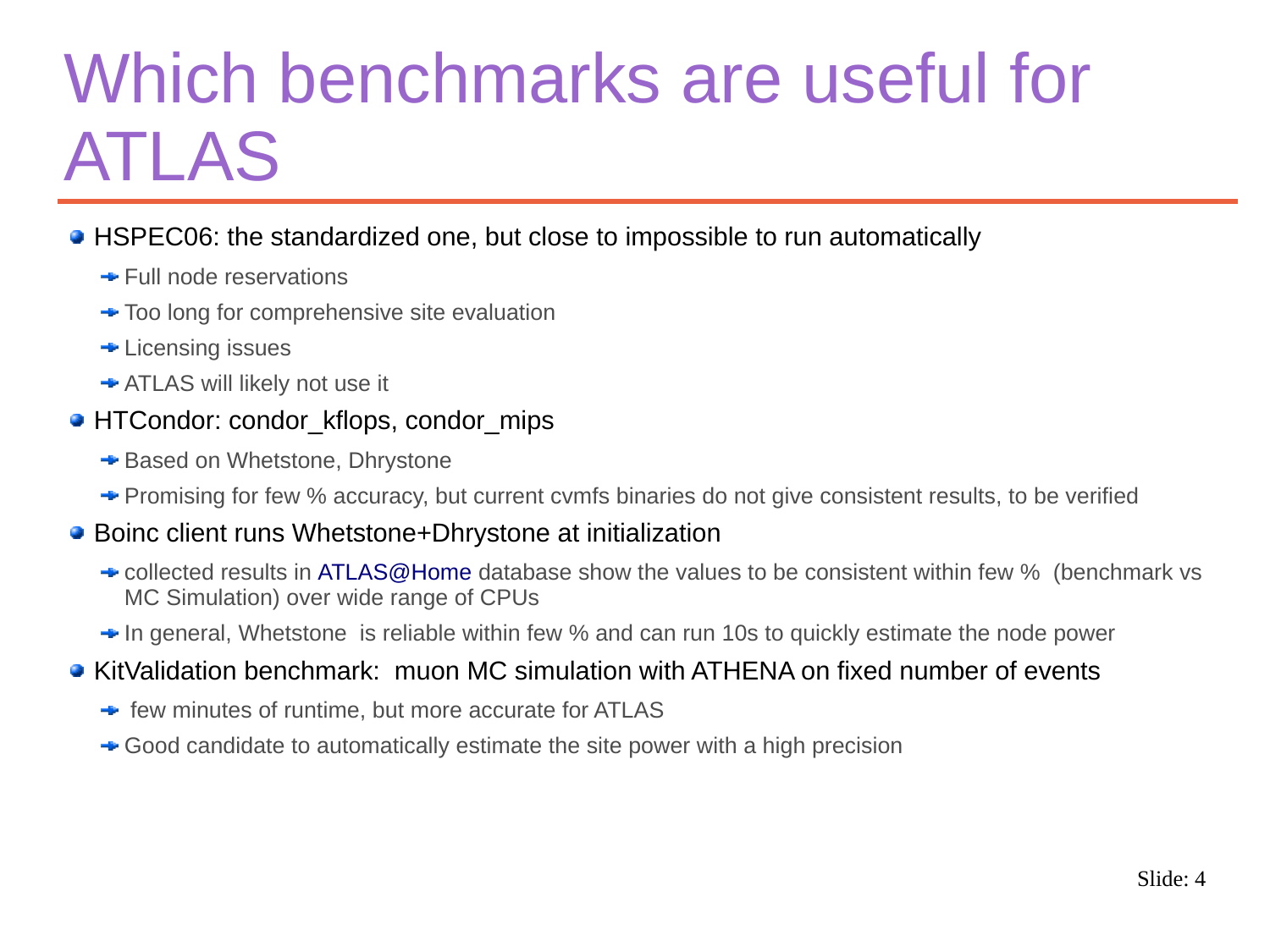# Which benchmarks are useful for ATLAS

- HSPEC06: the standardized one, but close to impossible to run automatically
  - Full node reservations
  - Too long for comprehensive site evaluation
  - Licensing issues
  - ATLAS will likely not use it
- HTCondor: condor_kflops, condor_mips
  - Based on Whetstone, Dhrystone
  - Promising for few % accuracy, but current cvmfs binaries do not give consistent results, to be verified
- Boinc client runs Whetstone+Dhrystone at initialization
  - collected results in ATLAS@Home database show the values to be consistent within few % (benchmark vs MC Simulation) over wide range of CPUs
  - In general, Whetstone is reliable within few % and can run 10s to quickly estimate the node power
- KitValidation benchmark: muon MC simulation with ATHENA on fixed number of events
  - few minutes of runtime, but more accurate for ATLAS
  - Good candidate to automatically estimate the site power with a high precision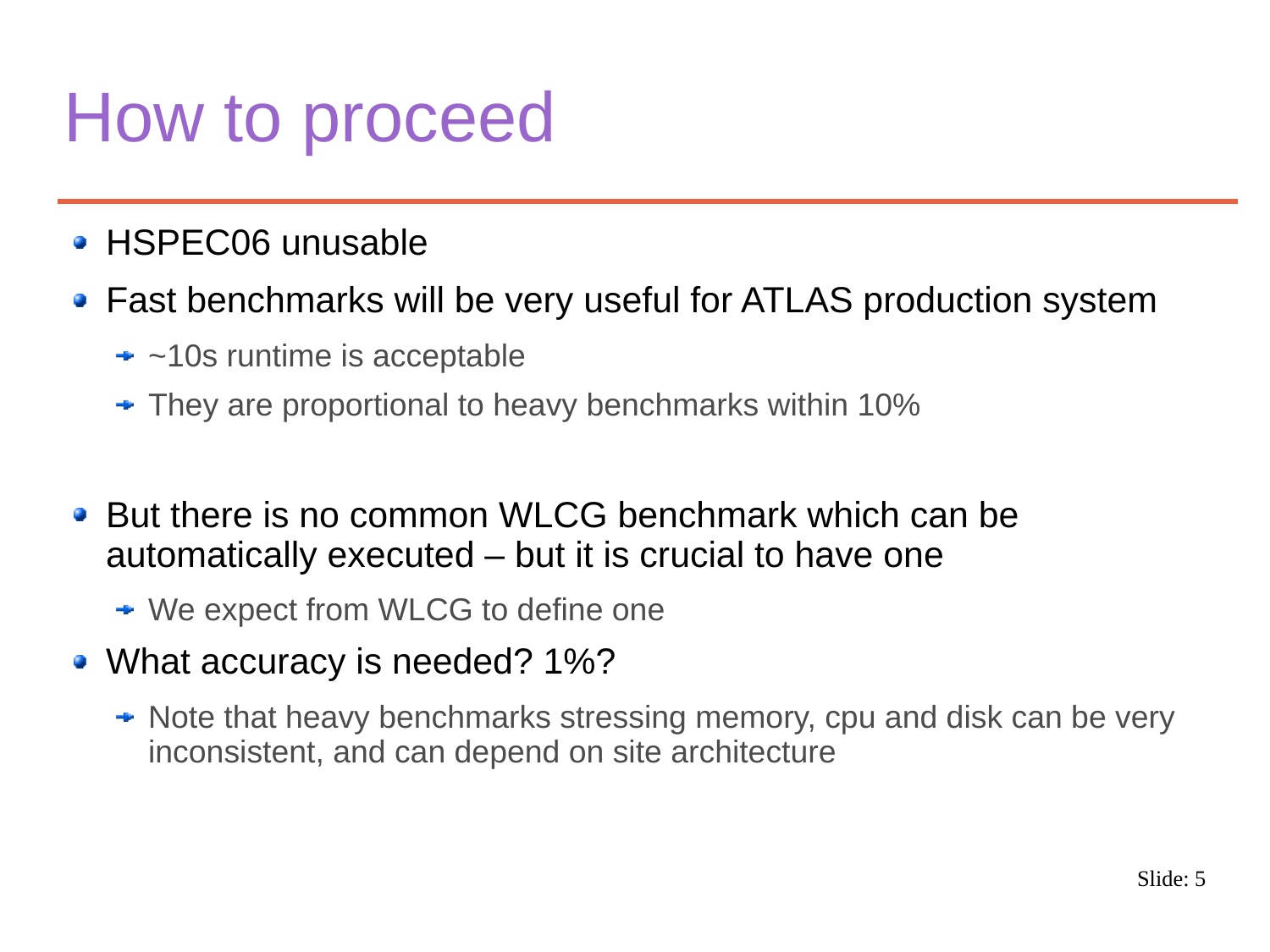# How to proceed

- HSPEC06 unusable
- Fast benchmarks will be very useful for ATLAS production system
  - ~10s runtime is acceptable
  - They are proportional to heavy benchmarks within 10%
- But there is no common WLCG benchmark which can be automatically executed – but it is crucial to have one
  - We expect from WLCG to define one
- What accuracy is needed? 1%?
  - Note that heavy benchmarks stressing memory, cpu and disk can be very inconsistent, and can depend on site architecture